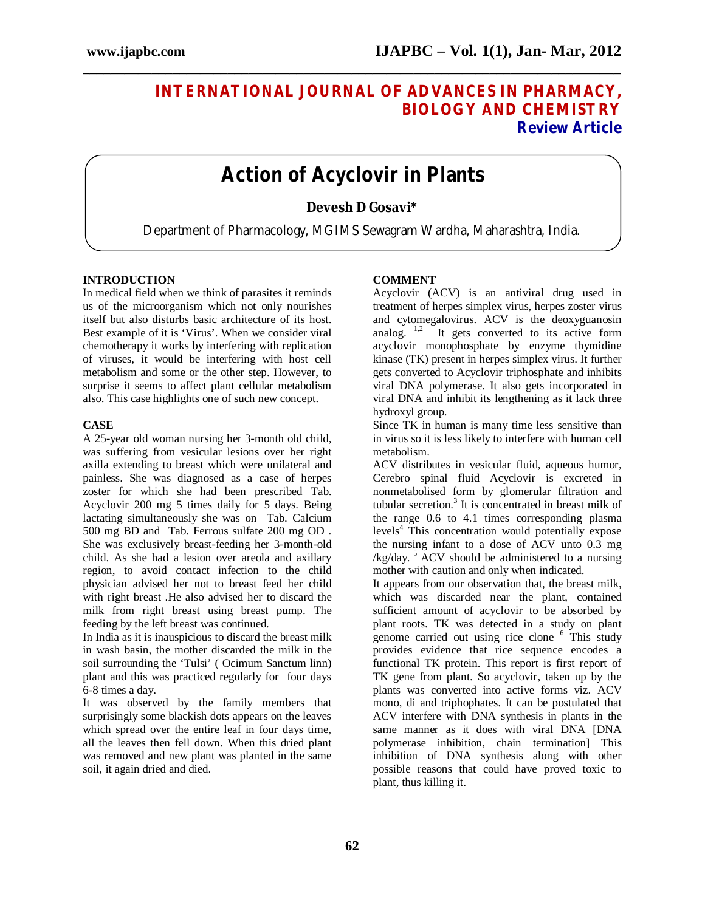# INTERNATIONAL JOURNAL OF ADVANCES IN PHARMACY, BIOLOGY AND CHEMISTRY

**Review Article**

# Action of Acyclovir in Plants

**Devesh D Gosavi***

Department of Pharmacology, MGIMS Sewagram Wardha, Maharashtra, India.

## INTRODUCTION

In medical field when we think of parasites it reminds us of the microorganism which not only nourishes itself but also disturbs basic architecture of its host. Best example of it is 'Virus'. When we consider viral chemotherapy it works by interfering with replication of viruses, it would be interfering with host cell metabolism and some or the other step. However, to surprise it seems to affect plant cellular metabolism also. This case highlights one of such new concept.

## CASE

A 25-year old woman nursing her 3-month old child, was suffering from vesicular lesions over her right axilla extending to breast which were unilateral and painless. She was diagnosed as a case of herpes zoster for which she had been prescribed Tab. Acyclovir 200 mg 5 times daily for 5 days. Being lactating simultaneously she was on Tab. Calcium 500 mg BD and Tab. Ferrous sulfate 200 mg OD . She was exclusively breast-feeding her 3-month-old child. As she had a lesion over areola and axillary region, to avoid contact infection to the child physician advised her not to breast feed her child with right breast .He also advised her to discard the milk from right breast using breast pump. The feeding by the left breast was continued.

In India as it is inauspicious to discard the breast milk in wash basin, the mother discarded the milk in the soil surrounding the 'Tulsi' ( Ocimum Sanctum linn) plant and this was practiced regularly for four days 6-8 times a day.

It was observed by the family members that surprisingly some blackish dots appears on the leaves which spread over the entire leaf in four days time, all the leaves then fell down. When this dried plant was removed and new plant was planted in the same soil, it again dried and died.

## COMMENT

Acyclovir (ACV) is an antiviral drug used in treatment of herpes simplex virus, herpes zoster virus and cytomegalovirus. ACV is the deoxyguanosin analog. [1,2] It gets converted to its active form acyclovir monophosphate by enzyme thymidine kinase (TK) present in herpes simplex virus. It further gets converted to Acyclovir triphosphate and inhibits viral DNA polymerase. It also gets incorporated in viral DNA and inhibit its lengthening as it lack three hydroxyl group.

Since TK in human is many time less sensitive than in virus so it is less likely to interfere with human cell metabolism.

ACV distributes in vesicular fluid, aqueous humor, Cerebro spinal fluid Acyclovir is excreted in nonmetabolised form by glomerular filtration and tubular secretion.[3] It is concentrated in breast milk of the range 0.6 to 4.1 times corresponding plasma levels[4] This concentration would potentially expose the nursing infant to a dose of ACV unto 0.3 mg /kg/day. [5] ACV should be administered to a nursing mother with caution and only when indicated.

It appears from our observation that, the breast milk, which was discarded near the plant, contained sufficient amount of acyclovir to be absorbed by plant roots. TK was detected in a study on plant genome carried out using rice clone [6] This study provides evidence that rice sequence encodes a functional TK protein. This report is first report of TK gene from plant. So acyclovir, taken up by the plants was converted into active forms viz. ACV mono, di and triphophates. It can be postulated that ACV interfere with DNA synthesis in plants in the same manner as it does with viral DNA [DNA polymerase inhibition, chain termination] This inhibition of DNA synthesis along with other possible reasons that could have proved toxic to plant, thus killing it.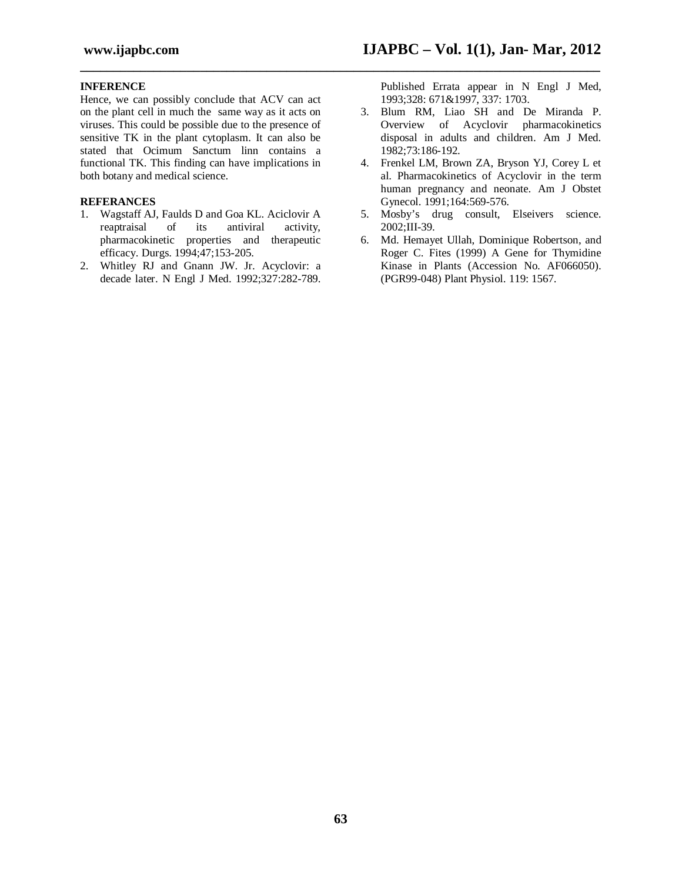## INFERENCE

Hence, we can possibly conclude that ACV can act on the plant cell in much the same way as it acts on viruses. This could be possible due to the presence of sensitive TK in the plant cytoplasm. It can also be stated that Ocimum Sanctum linn contains a functional TK. This finding can have implications in both botany and medical science.

## REFERANCES

1. Wagstaff AJ, Faulds D and Goa KL. Aciclovir A reaptraisal of its antiviral activity, pharmacokinetic properties and therapeutic efficacy. Durgs. 1994;47;153-205.
2. Whitley RJ and Gnann JW. Jr. Acyclovir: a decade later. N Engl J Med. 1992;327:282-789. Published Errata appear in N Engl J Med, 1993;328: 671&1997, 337: 1703.
3. Blum RM, Liao SH and De Miranda P. Overview of Acyclovir pharmacokinetics disposal in adults and children. Am J Med. 1982;73:186-192.
4. Frenkel LM, Brown ZA, Bryson YJ, Corey L et al. Pharmacokinetics of Acyclovir in the term human pregnancy and neonate. Am J Obstet Gynecol. 1991;164:569-576.
5. Mosby's drug consult, Elseivers science. 2002;III-39.
6. Md. Hemayet Ullah, Dominique Robertson, and Roger C. Fites (1999) A Gene for Thymidine Kinase in Plants (Accession No. AF066050). (PGR99-048) Plant Physiol. 119: 1567.